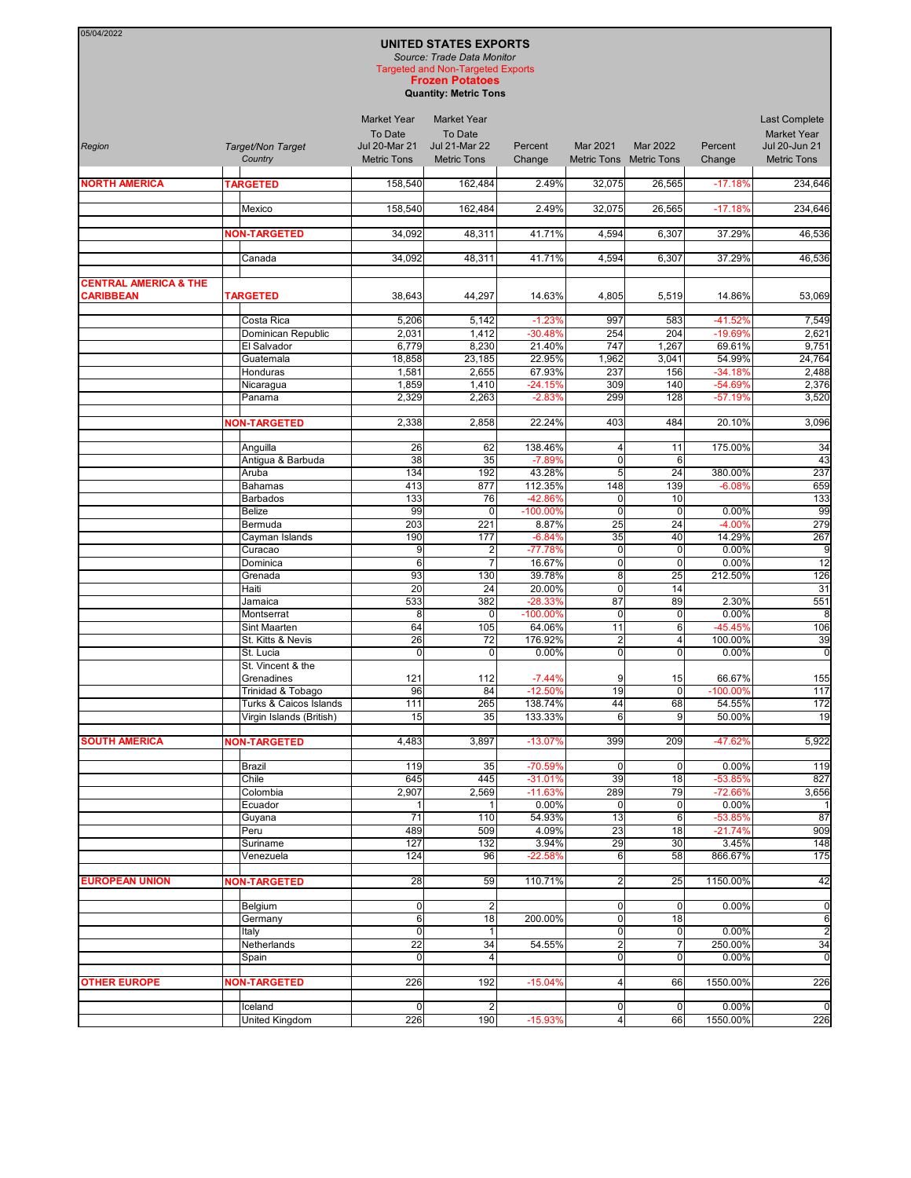05/04/2022

# UNITED STATES EXPORTS

*Source: Trade Data Monitor*

Targeted and Non-Targeted Exports

**Frozen Potatoes**

**Quantity: Metric Tons**

| Region | Target/Non Target Country | Market Year To Date Jul 20-Mar 21 Metric Tons | Market Year To Date Jul 21-Mar 22 Metric Tons | Percent Change | Mar 2021 Metric Tons | Mar 2022 Metric Tons | Percent Change | Last Complete Market Year Jul 20-Jun 21 Metric Tons |
|---|---|---|---|---|---|---|---|---|
| **NORTH AMERICA** | **TARGETED** | 158,540 | 162,484 | 2.49% | 32,075 | 26,565 | -17.18% | 234,646 |
| | Mexico | 158,540 | 162,484 | 2.49% | 32,075 | 26,565 | -17.18% | 234,646 |
| | **NON-TARGETED** | 34,092 | 48,311 | 41.71% | 4,594 | 6,307 | 37.29% | 46,536 |
| | Canada | 34,092 | 48,311 | 41.71% | 4,594 | 6,307 | 37.29% | 46,536 |
| **CENTRAL AMERICA & THE CARIBBEAN** | **TARGETED** | 38,643 | 44,297 | 14.63% | 4,805 | 5,519 | 14.86% | 53,069 |
| | Costa Rica | 5,206 | 5,142 | -1.23% | 997 | 583 | -41.52% | 7,549 |
| | Dominican Republic | 2,031 | 1,412 | -30.48% | 254 | 204 | -19.69% | 2,621 |
| | El Salvador | 6,779 | 8,230 | 21.40% | 747 | 1,267 | 69.61% | 9,751 |
| | Guatemala | 18,858 | 23,185 | 22.95% | 1,962 | 3,041 | 54.99% | 24,764 |
| | Honduras | 1,581 | 2,655 | 67.93% | 237 | 156 | -34.18% | 2,488 |
| | Nicaragua | 1,859 | 1,410 | -24.15% | 309 | 140 | -54.69% | 2,376 |
| | Panama | 2,329 | 2,263 | -2.83% | 299 | 128 | -57.19% | 3,520 |
| | **NON-TARGETED** | 2,338 | 2,858 | 22.24% | 403 | 484 | 20.10% | 3,096 |
| | Anguilla | 26 | 62 | 138.46% | 4 | 11 | 175.00% | 34 |
| | Antigua & Barbuda | 38 | 35 | -7.89% | 0 | 6 | | 43 |
| | Aruba | 134 | 192 | 43.28% | 5 | 24 | 380.00% | 237 |
| | Bahamas | 413 | 877 | 112.35% | 148 | 139 | -6.08% | 659 |
| | Barbados | 133 | 76 | -42.86% | 0 | 10 | | 133 |
| | Belize | 99 | 0 | -100.00% | 0 | 0 | 0.00% | 99 |
| | Bermuda | 203 | 221 | 8.87% | 25 | 24 | -4.00% | 279 |
| | Cayman Islands | 190 | 177 | -6.84% | 35 | 40 | 14.29% | 267 |
| | Curacao | 9 | 2 | -77.78% | 0 | 0 | 0.00% | 9 |
| | Dominica | 6 | 7 | 16.67% | 0 | 0 | 0.00% | 12 |
| | Grenada | 93 | 130 | 39.78% | 8 | 25 | 212.50% | 126 |
| | Haiti | 20 | 24 | 20.00% | 0 | 14 | | 31 |
| | Jamaica | 533 | 382 | -28.33% | 87 | 89 | 2.30% | 551 |
| | Montserrat | 8 | 0 | -100.00% | 0 | 0 | 0.00% | 8 |
| | Sint Maarten | 64 | 105 | 64.06% | 11 | 6 | -45.45% | 106 |
| | St. Kitts & Nevis | 26 | 72 | 176.92% | 2 | 4 | 100.00% | 39 |
| | St. Lucia | 0 | 0 | 0.00% | 0 | 0 | 0.00% | 0 |
| | St. Vincent & the Grenadines | 121 | 112 | -7.44% | 9 | 15 | 66.67% | 155 |
| | Trinidad & Tobago | 96 | 84 | -12.50% | 19 | 0 | -100.00% | 117 |
| | Turks & Caicos Islands | 111 | 265 | 138.74% | 44 | 68 | 54.55% | 172 |
| | Virgin Islands (British) | 15 | 35 | 133.33% | 6 | 9 | 50.00% | 19 |
| **SOUTH AMERICA** | **NON-TARGETED** | 4,483 | 3,897 | -13.07% | 399 | 209 | -47.62% | 5,922 |
| | Brazil | 119 | 35 | -70.59% | 0 | 0 | 0.00% | 119 |
| | Chile | 645 | 445 | -31.01% | 39 | 18 | -53.85% | 827 |
| | Colombia | 2,907 | 2,569 | -11.63% | 289 | 79 | -72.66% | 3,656 |
| | Ecuador | 1 | 1 | 0.00% | 0 | 0 | 0.00% | 1 |
| | Guyana | 71 | 110 | 54.93% | 13 | 6 | -53.85% | 87 |
| | Peru | 489 | 509 | 4.09% | 23 | 18 | -21.74% | 909 |
| | Suriname | 127 | 132 | 3.94% | 29 | 30 | 3.45% | 148 |
| | Venezuela | 124 | 96 | -22.58% | 6 | 58 | 866.67% | 175 |
| **EUROPEAN UNION** | **NON-TARGETED** | 28 | 59 | 110.71% | 2 | 25 | 1150.00% | 42 |
| | Belgium | 0 | 2 | | 0 | 0 | 0.00% | 0 |
| | Germany | 6 | 18 | 200.00% | 0 | 18 | | 6 |
| | Italy | 0 | 1 | | 0 | 0 | 0.00% | 2 |
| | Netherlands | 22 | 34 | 54.55% | 2 | 7 | 250.00% | 34 |
| | Spain | 0 | 4 | | 0 | 0 | 0.00% | 0 |
| **OTHER EUROPE** | **NON-TARGETED** | 226 | 192 | -15.04% | 4 | 66 | 1550.00% | 226 |
| | Iceland | 0 | 2 | | 0 | 0 | 0.00% | 0 |
| | United Kingdom | 226 | 190 | -15.93% | 4 | 66 | 1550.00% | 226 |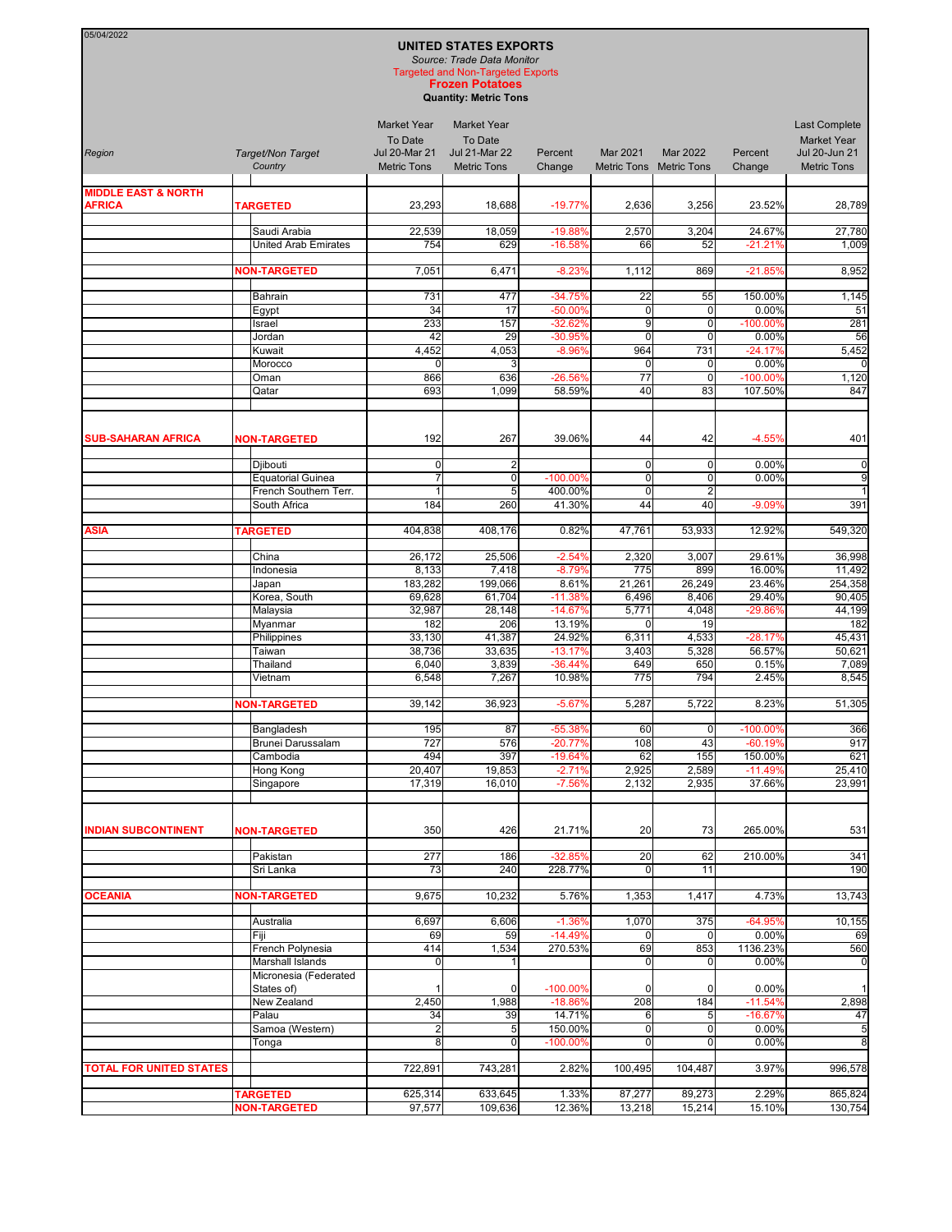05/04/2022

# UNITED STATES EXPORTS

*Source: Trade Data Monitor*

Targeted and Non-Targeted Exports

**Frozen Potatoes**

**Quantity: Metric Tons**

| Region | Target/Non Target Country | Market Year To Date Jul 20-Mar 21 Metric Tons | Market Year To Date Jul 21-Mar 22 Metric Tons | Percent Change | Mar 2021 Metric Tons | Mar 2022 Metric Tons | Percent Change | Last Complete Market Year Jul 20-Jun 21 Metric Tons |
|---|---|---|---|---|---|---|---|---|
| **MIDDLE EAST & NORTH AFRICA** | **TARGETED** | 23,293 | 18,688 | -19.77% | 2,636 | 3,256 | 23.52% | 28,789 |
| | Saudi Arabia | 22,539 | 18,059 | -19.88% | 2,570 | 3,204 | 24.67% | 27,780 |
| | United Arab Emirates | 754 | 629 | -16.58% | 66 | 52 | -21.21% | 1,009 |
| | **NON-TARGETED** | 7,051 | 6,471 | -8.23% | 1,112 | 869 | -21.85% | 8,952 |
| | Bahrain | 731 | 477 | -34.75% | 22 | 55 | 150.00% | 1,145 |
| | Egypt | 34 | 17 | -50.00% | 0 | 0 | 0.00% | 51 |
| | Israel | 233 | 157 | -32.62% | 9 | 0 | -100.00% | 281 |
| | Jordan | 42 | 29 | -30.95% | 0 | 0 | 0.00% | 56 |
| | Kuwait | 4,452 | 4,053 | -8.96% | 964 | 731 | -24.17% | 5,452 |
| | Morocco | 0 | 3 | | 0 | 0 | 0.00% | 0 |
| | Oman | 866 | 636 | -26.56% | 77 | 0 | -100.00% | 1,120 |
| | Qatar | 693 | 1,099 | 58.59% | 40 | 83 | 107.50% | 847 |
| **SUB-SAHARAN AFRICA** | **NON-TARGETED** | 192 | 267 | 39.06% | 44 | 42 | -4.55% | 401 |
| | Djibouti | 0 | 2 | | 0 | 0 | 0.00% | 0 |
| | Equatorial Guinea | 7 | 0 | -100.00% | 0 | 0 | 0.00% | 9 |
| | French Southern Terr. | 1 | 5 | 400.00% | 0 | 2 | | 1 |
| | South Africa | 184 | 260 | 41.30% | 44 | 40 | -9.09% | 391 |
| **ASIA** | **TARGETED** | 404,838 | 408,176 | 0.82% | 47,761 | 53,933 | 12.92% | 549,320 |
| | China | 26,172 | 25,506 | -2.54% | 2,320 | 3,007 | 29.61% | 36,998 |
| | Indonesia | 8,133 | 7,418 | -8.79% | 775 | 899 | 16.00% | 11,492 |
| | Japan | 183,282 | 199,066 | 8.61% | 21,261 | 26,249 | 23.46% | 254,358 |
| | Korea, South | 69,628 | 61,704 | -11.38% | 6,496 | 8,406 | 29.40% | 90,405 |
| | Malaysia | 32,987 | 28,148 | -14.67% | 5,771 | 4,048 | -29.86% | 44,199 |
| | Myanmar | 182 | 206 | 13.19% | 0 | 19 | | 182 |
| | Philippines | 33,130 | 41,387 | 24.92% | 6,311 | 4,533 | -28.17% | 45,431 |
| | Taiwan | 38,736 | 33,635 | -13.17% | 3,403 | 5,328 | 56.57% | 50,621 |
| | Thailand | 6,040 | 3,839 | -36.44% | 649 | 650 | 0.15% | 7,089 |
| | Vietnam | 6,548 | 7,267 | 10.98% | 775 | 794 | 2.45% | 8,545 |
| | **NON-TARGETED** | 39,142 | 36,923 | -5.67% | 5,287 | 5,722 | 8.23% | 51,305 |
| | Bangladesh | 195 | 87 | -55.38% | 60 | 0 | -100.00% | 366 |
| | Brunei Darussalam | 727 | 576 | -20.77% | 108 | 43 | -60.19% | 917 |
| | Cambodia | 494 | 397 | -19.64% | 62 | 155 | 150.00% | 621 |
| | Hong Kong | 20,407 | 19,853 | -2.71% | 2,925 | 2,589 | -11.49% | 25,410 |
| | Singapore | 17,319 | 16,010 | -7.56% | 2,132 | 2,935 | 37.66% | 23,991 |
| **INDIAN SUBCONTINENT** | **NON-TARGETED** | 350 | 426 | 21.71% | 20 | 73 | 265.00% | 531 |
| | Pakistan | 277 | 186 | -32.85% | 20 | 62 | 210.00% | 341 |
| | Sri Lanka | 73 | 240 | 228.77% | 0 | 11 | | 190 |
| **OCEANIA** | **NON-TARGETED** | 9,675 | 10,232 | 5.76% | 1,353 | 1,417 | 4.73% | 13,743 |
| | Australia | 6,697 | 6,606 | -1.36% | 1,070 | 375 | -64.95% | 10,155 |
| | Fiji | 69 | 59 | -14.49% | 0 | 0 | 0.00% | 69 |
| | French Polynesia | 414 | 1,534 | 270.53% | 69 | 853 | 1136.23% | 560 |
| | Marshall Islands | 0 | 1 | | 0 | 0 | 0.00% | 0 |
| | Micronesia (Federated States of) | 1 | 0 | -100.00% | 0 | 0 | 0.00% | 1 |
| | New Zealand | 2,450 | 1,988 | -18.86% | 208 | 184 | -11.54% | 2,898 |
| | Palau | 34 | 39 | 14.71% | 6 | 5 | -16.67% | 47 |
| | Samoa (Western) | 2 | 5 | 150.00% | 0 | 0 | 0.00% | 5 |
| | Tonga | 8 | 0 | -100.00% | 0 | 0 | 0.00% | 8 |
| **TOTAL FOR UNITED STATES** | | 722,891 | 743,281 | 2.82% | 100,495 | 104,487 | 3.97% | 996,578 |
| | **TARGETED** | 625,314 | 633,645 | 1.33% | 87,277 | 89,273 | 2.29% | 865,824 |
| | **NON-TARGETED** | 97,577 | 109,636 | 12.36% | 13,218 | 15,214 | 15.10% | 130,754 |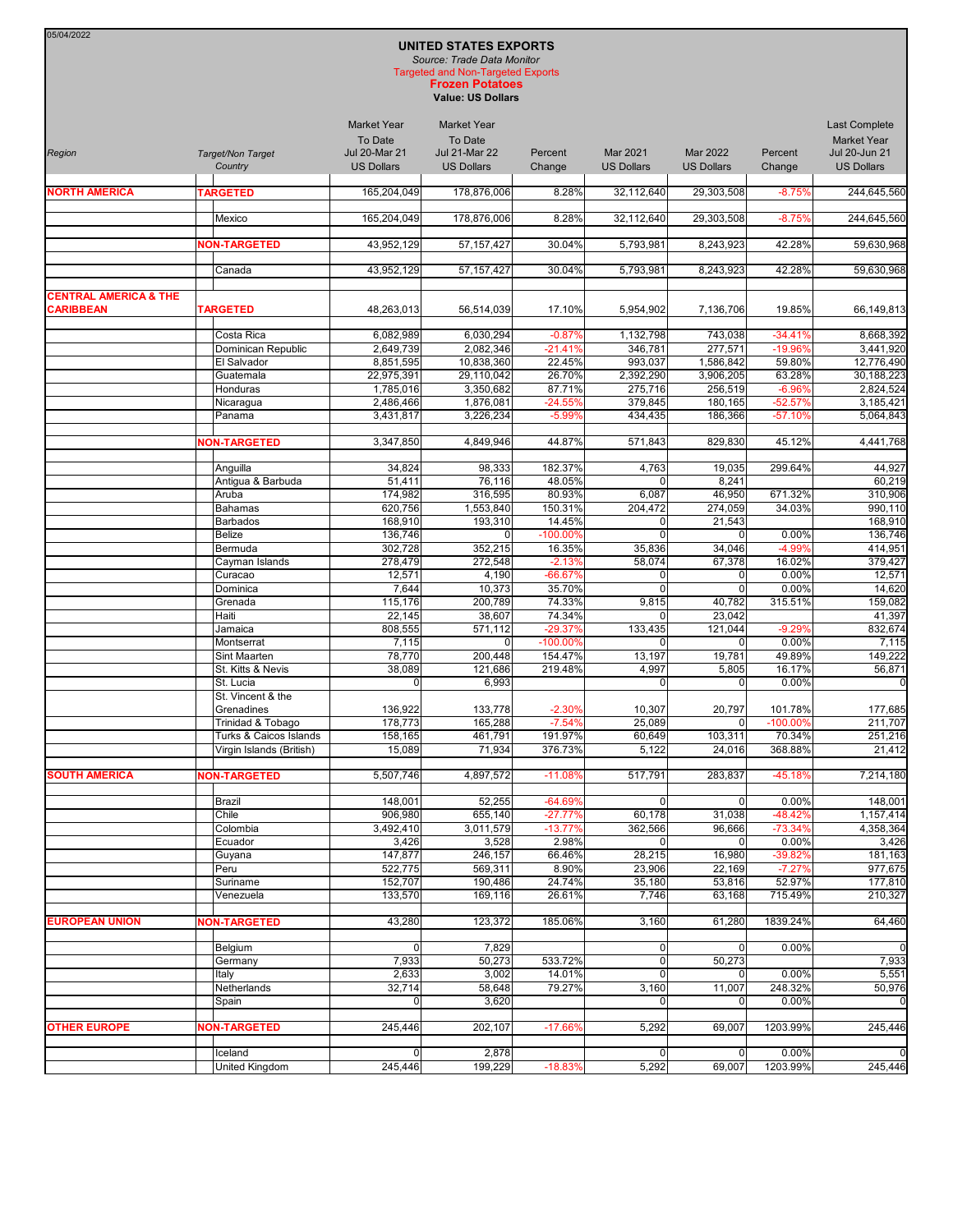05/04/2022

# UNITED STATES EXPORTS

*Source: Trade Data Monitor*

Targeted and Non-Targeted Exports

**Frozen Potatoes**

**Value: US Dollars**

| *Region* | *Target/Non Target Country* | Market Year To Date Jul 20-Mar 21 US Dollars | Market Year To Date Jul 21-Mar 22 US Dollars | Percent Change | Mar 2021 US Dollars | Mar 2022 US Dollars | Percent Change | Last Complete Market Year Jul 20-Jun 21 US Dollars |
|---|---|---|---|---|---|---|---|---|
| **NORTH AMERICA** | **TARGETED** | 165,204,049 | 178,876,006 | 8.28% | 32,112,640 | 29,303,508 | -8.75% | 244,645,560 |
| | Mexico | 165,204,049 | 178,876,006 | 8.28% | 32,112,640 | 29,303,508 | -8.75% | 244,645,560 |
| | **NON-TARGETED** | 43,952,129 | 57,157,427 | 30.04% | 5,793,981 | 8,243,923 | 42.28% | 59,630,968 |
| | Canada | 43,952,129 | 57,157,427 | 30.04% | 5,793,981 | 8,243,923 | 42.28% | 59,630,968 |
| **CENTRAL AMERICA & THE CARIBBEAN** | **TARGETED** | 48,263,013 | 56,514,039 | 17.10% | 5,954,902 | 7,136,706 | 19.85% | 66,149,813 |
| | Costa Rica | 6,082,989 | 6,030,294 | -0.87% | 1,132,798 | 743,038 | -34.41% | 8,668,392 |
| | Dominican Republic | 2,649,739 | 2,082,346 | -21.41% | 346,781 | 277,571 | -19.96% | 3,441,920 |
| | El Salvador | 8,851,595 | 10,838,360 | 22.45% | 993,037 | 1,586,842 | 59.80% | 12,776,490 |
| | Guatemala | 22,975,391 | 29,110,042 | 26.70% | 2,392,290 | 3,906,205 | 63.28% | 30,188,223 |
| | Honduras | 1,785,016 | 3,350,682 | 87.71% | 275,716 | 256,519 | -6.96% | 2,824,524 |
| | Nicaragua | 2,486,466 | 1,876,081 | -24.55% | 379,845 | 180,165 | -52.57% | 3,185,421 |
| | Panama | 3,431,817 | 3,226,234 | -5.99% | 434,435 | 186,366 | -57.10% | 5,064,843 |
| | **NON-TARGETED** | 3,347,850 | 4,849,946 | 44.87% | 571,843 | 829,830 | 45.12% | 4,441,768 |
| | Anguilla | 34,824 | 98,333 | 182.37% | 4,763 | 19,035 | 299.64% | 44,927 |
| | Antigua & Barbuda | 51,411 | 76,116 | 48.05% | 0 | 8,241 | | 60,219 |
| | Aruba | 174,982 | 316,595 | 80.93% | 6,087 | 46,950 | 671.32% | 310,906 |
| | Bahamas | 620,756 | 1,553,840 | 150.31% | 204,472 | 274,059 | 34.03% | 990,110 |
| | Barbados | 168,910 | 193,310 | 14.45% | 0 | 21,543 | | 168,910 |
| | Belize | 136,746 | 0 | -100.00% | 0 | 0 | 0.00% | 136,746 |
| | Bermuda | 302,728 | 352,215 | 16.35% | 35,836 | 34,046 | -4.99% | 414,951 |
| | Cayman Islands | 278,479 | 272,548 | -2.13% | 58,074 | 67,378 | 16.02% | 379,427 |
| | Curacao | 12,571 | 4,190 | -66.67% | 0 | 0 | 0.00% | 12,571 |
| | Dominica | 7,644 | 10,373 | 35.70% | 0 | 0 | 0.00% | 14,620 |
| | Grenada | 115,176 | 200,789 | 74.33% | 9,815 | 40,782 | 315.51% | 159,082 |
| | Haiti | 22,145 | 38,607 | 74.34% | 0 | 23,042 | | 41,397 |
| | Jamaica | 808,555 | 571,112 | -29.37% | 133,435 | 121,044 | -9.29% | 832,674 |
| | Montserrat | 7,115 | 0 | -100.00% | 0 | 0 | 0.00% | 7,115 |
| | Sint Maarten | 78,770 | 200,448 | 154.47% | 13,197 | 19,781 | 49.89% | 149,222 |
| | St. Kitts & Nevis | 38,089 | 121,686 | 219.48% | 4,997 | 5,805 | 16.17% | 56,871 |
| | St. Lucia | 0 | 6,993 | | 0 | 0 | 0.00% | 0 |
| | St. Vincent & the Grenadines | 136,922 | 133,778 | -2.30% | 10,307 | 20,797 | 101.78% | 177,685 |
| | Trinidad & Tobago | 178,773 | 165,288 | -7.54% | 25,089 | 0 | -100.00% | 211,707 |
| | Turks & Caicos Islands | 158,165 | 461,791 | 191.97% | 60,649 | 103,311 | 70.34% | 251,216 |
| | Virgin Islands (British) | 15,089 | 71,934 | 376.73% | 5,122 | 24,016 | 368.88% | 21,412 |
| **SOUTH AMERICA** | **NON-TARGETED** | 5,507,746 | 4,897,572 | -11.08% | 517,791 | 283,837 | -45.18% | 7,214,180 |
| | Brazil | 148,001 | 52,255 | -64.69% | 0 | 0 | 0.00% | 148,001 |
| | Chile | 906,980 | 655,140 | -27.77% | 60,178 | 31,038 | -48.42% | 1,157,414 |
| | Colombia | 3,492,410 | 3,011,579 | -13.77% | 362,566 | 96,666 | -73.34% | 4,358,364 |
| | Ecuador | 3,426 | 3,528 | 2.98% | 0 | 0 | 0.00% | 3,426 |
| | Guyana | 147,877 | 246,157 | 66.46% | 28,215 | 16,980 | -39.82% | 181,163 |
| | Peru | 522,775 | 569,311 | 8.90% | 23,906 | 22,169 | -7.27% | 977,675 |
| | Suriname | 152,707 | 190,486 | 24.74% | 35,180 | 53,816 | 52.97% | 177,810 |
| | Venezuela | 133,570 | 169,116 | 26.61% | 7,746 | 63,168 | 715.49% | 210,327 |
| **EUROPEAN UNION** | **NON-TARGETED** | 43,280 | 123,372 | 185.06% | 3,160 | 61,280 | 1839.24% | 64,460 |
| | Belgium | 0 | 7,829 | | 0 | 0 | 0.00% | 0 |
| | Germany | 7,933 | 50,273 | 533.72% | 0 | 50,273 | | 7,933 |
| | Italy | 2,633 | 3,002 | 14.01% | 0 | 0 | 0.00% | 5,551 |
| | Netherlands | 32,714 | 58,648 | 79.27% | 3,160 | 11,007 | 248.32% | 50,976 |
| | Spain | 0 | 3,620 | | 0 | 0 | 0.00% | 0 |
| **OTHER EUROPE** | **NON-TARGETED** | 245,446 | 202,107 | -17.66% | 5,292 | 69,007 | 1203.99% | 245,446 |
| | Iceland | 0 | 2,878 | | 0 | 0 | 0.00% | 0 |
| | United Kingdom | 245,446 | 199,229 | -18.83% | 5,292 | 69,007 | 1203.99% | 245,446 |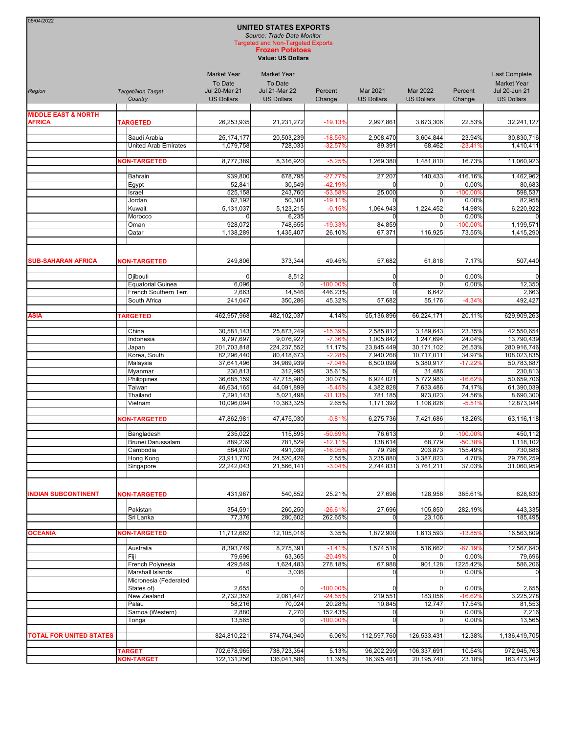05/04/2022

**UNITED STATES EXPORTS**

*Source: Trade Data Monitor*

Targeted and Non-Targeted Exports

**Frozen Potatoes**

**Value: US Dollars**

| Region | Target/Non Target Country | Market Year To Date Jul 20-Mar 21 US Dollars | Market Year To Date Jul 21-Mar 22 US Dollars | Percent Change | Mar 2021 US Dollars | Mar 2022 US Dollars | Percent Change | Last Complete Market Year Jul 20-Jun 21 US Dollars |
|---|---|---|---|---|---|---|---|---|
| **MIDDLE EAST & NORTH AFRICA** | **TARGETED** | 26,253,935 | 21,231,272 | -19.13% | 2,997,861 | 3,673,306 | 22.53% | 32,241,127 |
| | Saudi Arabia | 25,174,177 | 20,503,239 | -18.55% | 2,908,470 | 3,604,844 | 23.94% | 30,830,716 |
| | United Arab Emirates | 1,079,758 | 728,033 | -32.57% | 89,391 | 68,462 | -23.41% | 1,410,411 |
| | **NON-TARGETED** | 8,777,389 | 8,316,920 | -5.25% | 1,269,380 | 1,481,810 | 16.73% | 11,060,923 |
| | Bahrain | 939,800 | 678,795 | -27.77% | 27,207 | 140,433 | 416.16% | 1,462,962 |
| | Egypt | 52,841 | 30,549 | -42.19% | 0 | 0 | 0.00% | 80,683 |
| | Israel | 525,158 | 243,760 | -53.58% | 25,000 | 0 | -100.00% | 598,537 |
| | Jordan | 62,192 | 50,304 | -19.11% | 0 | 0 | 0.00% | 82,958 |
| | Kuwait | 5,131,037 | 5,123,215 | -0.15% | 1,064,943 | 1,224,452 | 14.98% | 6,220,922 |
| | Morocco | 0 | 6,235 | | 0 | 0 | 0.00% | 0 |
| | Oman | 928,072 | 748,655 | -19.33% | 84,859 | 0 | -100.00% | 1,199,571 |
| | Qatar | 1,138,289 | 1,435,407 | 26.10% | 67,371 | 116,925 | 73.55% | 1,415,290 |
| **SUB-SAHARAN AFRICA** | **NON-TARGETED** | 249,806 | 373,344 | 49.45% | 57,682 | 61,818 | 7.17% | 507,440 |
| | Djibouti | 0 | 8,512 | | 0 | 0 | 0.00% | 0 |
| | Equatorial Guinea | 6,096 | 0 | -100.00% | 0 | 0 | 0.00% | 12,350 |
| | French Southern Terr. | 2,663 | 14,546 | 446.23% | 0 | 6,642 | | 2,663 |
| | South Africa | 241,047 | 350,286 | 45.32% | 57,682 | 55,176 | -4.34% | 492,427 |
| **ASIA** | **TARGETED** | 462,957,968 | 482,102,037 | 4.14% | 55,136,896 | 66,224,171 | 20.11% | 629,909,263 |
| | China | 30,581,143 | 25,873,249 | -15.39% | 2,585,812 | 3,189,643 | 23.35% | 42,550,654 |
| | Indonesia | 9,797,697 | 9,076,927 | -7.36% | 1,005,842 | 1,247,694 | 24.04% | 13,790,439 |
| | Japan | 201,703,818 | 224,237,552 | 11.17% | 23,845,449 | 30,171,102 | 26.53% | 280,916,746 |
| | Korea, South | 82,296,440 | 80,418,673 | -2.28% | 7,940,268 | 10,717,011 | 34.97% | 108,023,835 |
| | Malaysia | 37,641,496 | 34,989,939 | -7.04% | 6,500,099 | 5,380,917 | -17.22% | 50,783,687 |
| | Myanmar | 230,813 | 312,995 | 35.61% | 0 | 31,486 | | 230,813 |
| | Philippines | 36,685,159 | 47,715,980 | 30.07% | 6,924,021 | 5,772,983 | -16.62% | 50,659,706 |
| | Taiwan | 46,634,165 | 44,091,899 | -5.45% | 4,382,828 | 7,633,486 | 74.17% | 61,390,039 |
| | Thailand | 7,291,143 | 5,021,498 | -31.13% | 781,185 | 973,023 | 24.56% | 8,690,300 |
| | Vietnam | 10,096,094 | 10,363,325 | 2.65% | 1,171,392 | 1,106,826 | -5.51% | 12,873,044 |
| | **NON-TARGETED** | 47,862,981 | 47,475,030 | -0.81% | 6,275,736 | 7,421,686 | 18.26% | 63,116,118 |
| | Bangladesh | 235,022 | 115,895 | -50.69% | 76,613 | 0 | -100.00% | 450,112 |
| | Brunei Darussalam | 889,239 | 781,529 | -12.11% | 138,614 | 68,779 | -50.38% | 1,118,102 |
| | Cambodia | 584,907 | 491,039 | -16.05% | 79,798 | 203,873 | 155.49% | 730,686 |
| | Hong Kong | 23,911,770 | 24,520,426 | 2.55% | 3,235,880 | 3,387,823 | 4.70% | 29,756,259 |
| | Singapore | 22,242,043 | 21,566,141 | -3.04% | 2,744,831 | 3,761,211 | 37.03% | 31,060,959 |
| **INDIAN SUBCONTINENT** | **NON-TARGETED** | 431,967 | 540,852 | 25.21% | 27,696 | 128,956 | 365.61% | 628,830 |
| | Pakistan | 354,591 | 260,250 | -26.61% | 27,696 | 105,850 | 282.19% | 443,335 |
| | Sri Lanka | 77,376 | 280,602 | 262.65% | 0 | 23,106 | | 185,495 |
| **OCEANIA** | **NON-TARGETED** | 11,712,662 | 12,105,016 | 3.35% | 1,872,900 | 1,613,593 | -13.85% | 16,563,809 |
| | Australia | 8,393,749 | 8,275,391 | -1.41% | 1,574,516 | 516,662 | -67.19% | 12,567,640 |
| | Fiji | 79,696 | 63,365 | -20.49% | 0 | 0 | 0.00% | 79,696 |
| | French Polynesia | 429,549 | 1,624,483 | 278.18% | 67,988 | 901,128 | 1225.42% | 586,206 |
| | Marshall Islands | 0 | 3,036 | | 0 | 0 | 0.00% | 0 |
| | Micronesia (Federated States of) | 2,655 | 0 | -100.00% | 0 | 0 | 0.00% | 2,655 |
| | New Zealand | 2,732,352 | 2,061,447 | -24.55% | 219,551 | 183,056 | -16.62% | 3,225,278 |
| | Palau | 58,216 | 70,024 | 20.28% | 10,845 | 12,747 | 17.54% | 81,553 |
| | Samoa (Western) | 2,880 | 7,270 | 152.43% | 0 | 0 | 0.00% | 7,216 |
| | Tonga | 13,565 | 0 | -100.00% | 0 | 0 | 0.00% | 13,565 |
| **TOTAL FOR UNITED STATES** | | 824,810,221 | 874,764,940 | 6.06% | 112,597,760 | 126,533,431 | 12.38% | 1,136,419,705 |
| | **TARGET** | 702,678,965 | 738,723,354 | 5.13% | 96,202,299 | 106,337,691 | 10.54% | 972,945,763 |
| | **NON-TARGET** | 122,131,256 | 136,041,586 | 11.39% | 16,395,461 | 20,195,740 | 23.18% | 163,473,942 |